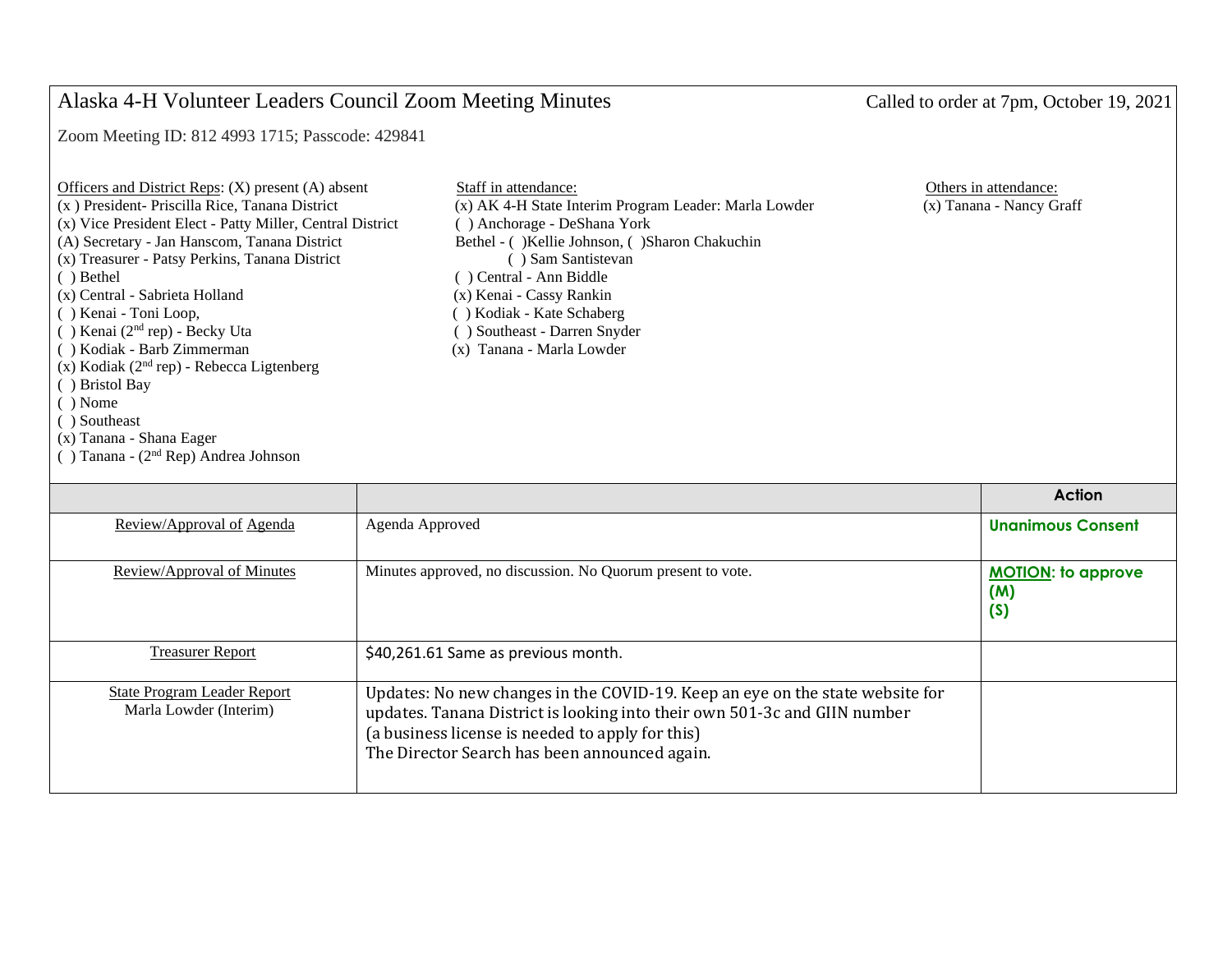# Alaska 4-H Volunteer Leaders Council Zoom Meeting Minutes

Called to order at 7pm, October 19, 2021

Zoom Meeting ID: 812 4993 1715; Passcode: 429841

Officers and District Reps: (X) present (A) absent

(x ) President- Priscilla Rice, Tanana District
(x) Vice President Elect - Patty Miller, Central District
(A) Secretary - Jan Hanscom, Tanana District
(x) Treasurer - Patsy Perkins, Tanana District
( ) Bethel
(x) Central - Sabrieta Holland
( ) Kenai - Toni Loop,
( ) Kenai (2nd rep) - Becky Uta
( ) Kodiak - Barb Zimmerman
(x) Kodiak (2nd rep) - Rebecca Ligtenberg
( ) Bristol Bay
( ) Nome
( ) Southeast
(x) Tanana - Shana Eager
( ) Tanana - (2nd Rep) Andrea Johnson

Staff in attendance:

(x) AK 4-H State Interim Program Leader: Marla Lowder
( ) Anchorage - DeShana York
Bethel - ( )Kellie Johnson, ( )Sharon Chakuchin
( ) Sam Santistevan
( ) Central - Ann Biddle
(x) Kenai - Cassy Rankin
( ) Kodiak - Kate Schaberg
( ) Southeast - Darren Snyder
(x) Tanana - Marla Lowder

Others in attendance:

(x) Tanana - Nancy Graff

| | | Action |
|---|---|---|
| Review/Approval of Agenda | Agenda Approved | **Unanimous Consent** |
| Review/Approval of Minutes | Minutes approved, no discussion. No Quorum present to vote. | **MOTION: to approve (M) (S)** |
| Treasurer Report | $40,261.61 Same as previous month. | |
| State Program Leader Report Marla Lowder (Interim) | Updates: No new changes in the COVID-19. Keep an eye on the state website for updates. Tanana District is looking into their own 501-3c and GIIN number (a business license is needed to apply for this) The Director Search has been announced again. | |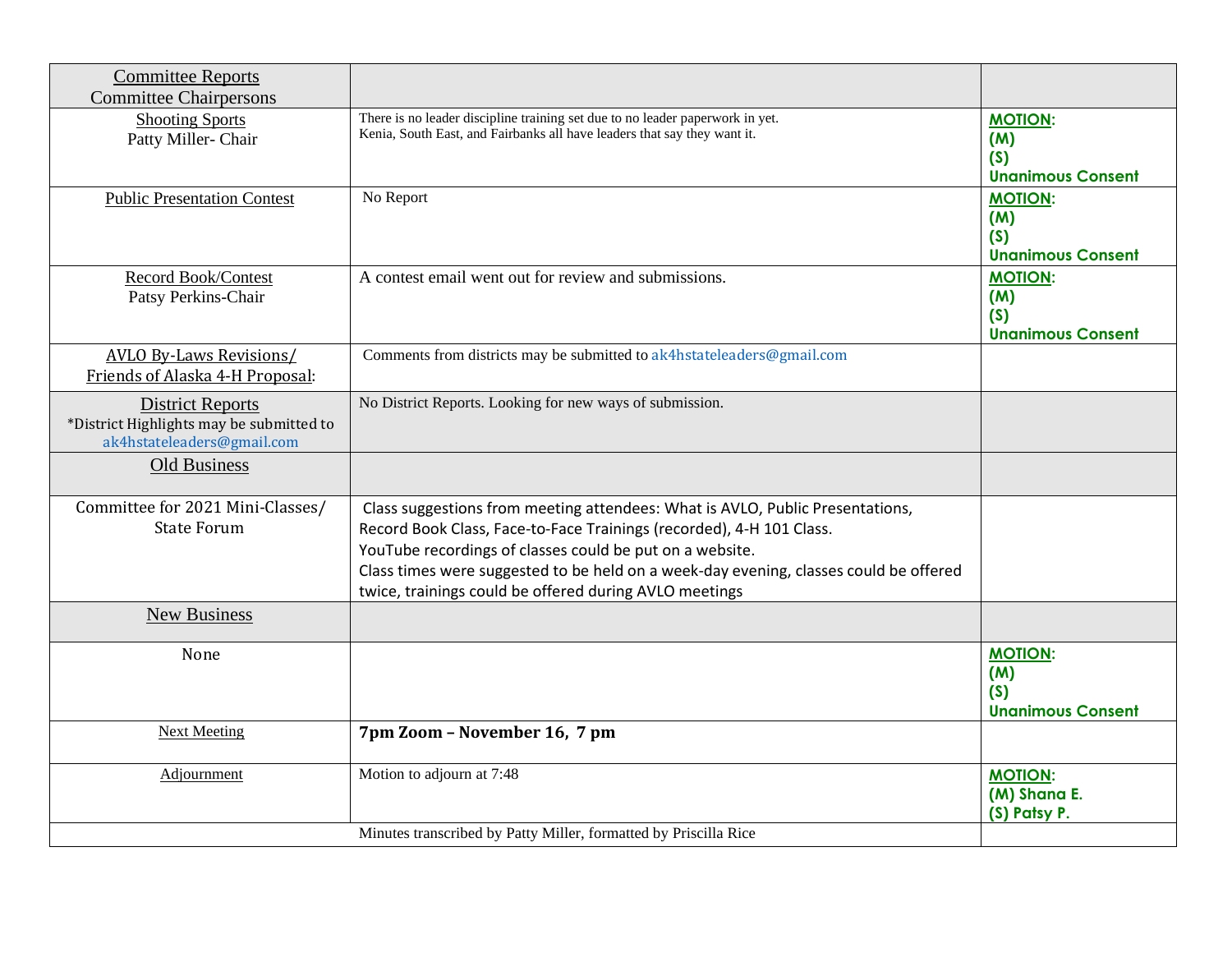| | | |
|---|---|---|
| Committee Reports<br>Committee Chairpersons | | |
| Shooting Sports<br>Patty Miller- Chair | There is no leader discipline training set due to no leader paperwork in yet.<br>Kenia, South East, and Fairbanks all have leaders that say they want it. | **MOTION:**<br>**(M)**<br>**(S)**<br>**Unanimous Consent** |
| Public Presentation Contest | No Report | **MOTION:**<br>**(M)**<br>**(S)**<br>**Unanimous Consent** |
| Record Book/Contest<br>Patsy Perkins-Chair | A contest email went out for review and submissions. | **MOTION:**<br>**(M)**<br>**(S)**<br>**Unanimous Consent** |
| AVLO By-Laws Revisions/<br>Friends of Alaska 4-H Proposal: | Comments from districts may be submitted to ak4hstateleaders@gmail.com | |
| District Reports<br>*District Highlights may be submitted to ak4hstateleaders@gmail.com | No District Reports. Looking for new ways of submission. | |
| Old Business | | |
| Committee for 2021 Mini-Classes/<br>State Forum | Class suggestions from meeting attendees: What is AVLO, Public Presentations, Record Book Class, Face-to-Face Trainings (recorded), 4-H 101 Class.<br>YouTube recordings of classes could be put on a website.<br>Class times were suggested to be held on a week-day evening, classes could be offered twice, trainings could be offered during AVLO meetings | |
| New Business | | |
| None | | **MOTION:**<br>**(M)**<br>**(S)**<br>**Unanimous Consent** |
| Next Meeting | **7pm Zoom – November 16, 7 pm** | |
| Adjournment | Motion to adjourn at 7:48 | **MOTION:**<br>**(M) Shana E.**<br>**(S) Patsy P.** |
| | Minutes transcribed by Patty Miller, formatted by Priscilla Rice | |